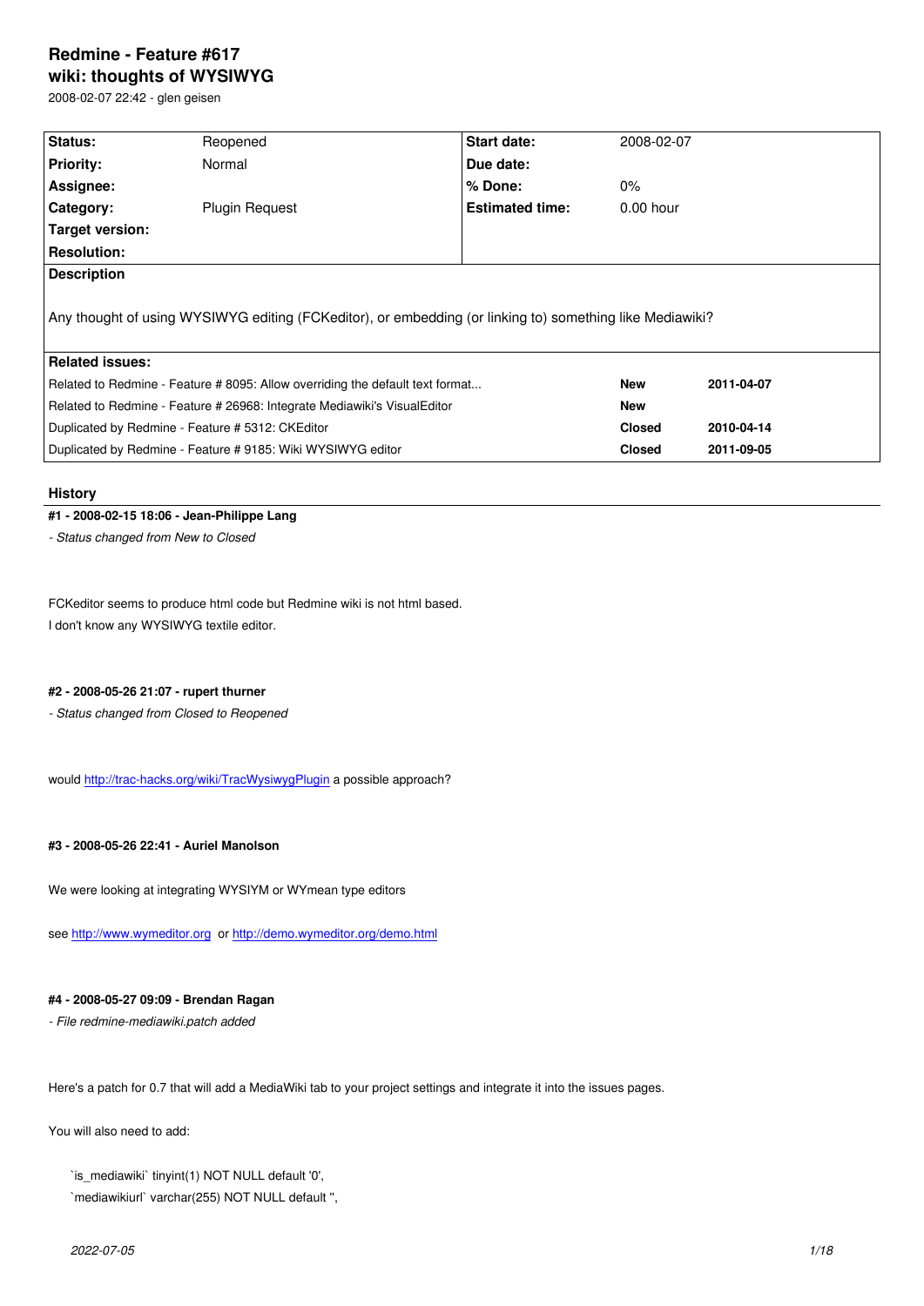# Redmine - Feature #617

## wiki: thoughts of WYSIWYG

2008-02-07 22:42 - glen geisen

| | | | |
|---|---|---|---|
| **Status:** | Reopened | **Start date:** | 2008-02-07 |
| **Priority:** | Normal | **Due date:** | |
| **Assignee:** | | **% Done:** | 0% |
| **Category:** | Plugin Request | **Estimated time:** | 0.00 hour |
| **Target version:** | | | |
| **Resolution:** | | | |

**Description**

Any thought of using WYSIWYG editing (FCKeditor), or embedding (or linking to) something like Mediawiki?

**Related issues:**

| | | |
|---|---|---|
| Related to Redmine - Feature # 8095: Allow overriding the default text format... | **New** | **2011-04-07** |
| Related to Redmine - Feature # 26968: Integrate Mediawiki's VisualEditor | **New** | |
| Duplicated by Redmine - Feature # 5312: CKEditor | **Closed** | **2010-04-14** |
| Duplicated by Redmine - Feature # 9185: Wiki WYSIWYG editor | **Closed** | **2011-09-05** |

### History

#### #1 - 2008-02-15 18:06 - Jean-Philippe Lang

*- Status changed from New to Closed*

FCKeditor seems to produce html code but Redmine wiki is not html based.
I don't know any WYSIWYG textile editor.

#### #2 - 2008-05-26 21:07 - rupert thurner

*- Status changed from Closed to Reopened*

would http://trac-hacks.org/wiki/TracWysiwygPlugin a possible approach?

#### #3 - 2008-05-26 22:41 - Auriel Manolson

We were looking at integrating WYSIYM or WYmean type editors

see http://www.wymeditor.org or http://demo.wymeditor.org/demo.html

#### #4 - 2008-05-27 09:09 - Brendan Ragan

*- File redmine-mediawiki.patch added*

Here's a patch for 0.7 that will add a MediaWiki tab to your project settings and integrate it into the issues pages.

You will also need to add:

```
`is_mediawiki` tinyint(1) NOT NULL default '0',
`mediawikiurl` varchar(255) NOT NULL default '',
```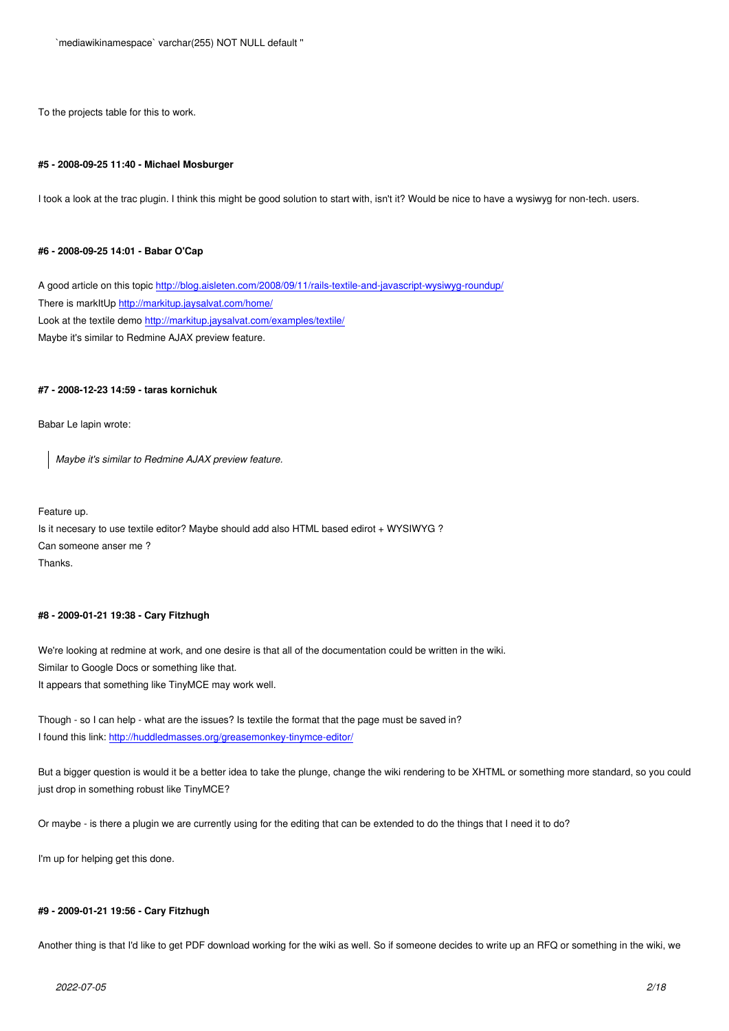```
`mediawikinamespace` varchar(255) NOT NULL default ''
```

To the projects table for this to work.

#### #5 - 2008-09-25 11:40 - Michael Mosburger

I took a look at the trac plugin. I think this might be good solution to start with, isn't it? Would be nice to have a wysiwyg for non-tech. users.

#### #6 - 2008-09-25 14:01 - Babar O'Cap

A good article on this topic http://blog.aisleten.com/2008/09/11/rails-textile-and-javascript-wysiwyg-roundup/
There is markItUp http://markitup.jaysalvat.com/home/
Look at the textile demo http://markitup.jaysalvat.com/examples/textile/
Maybe it's similar to Redmine AJAX preview feature.

#### #7 - 2008-12-23 14:59 - taras kornichuk

Babar Le lapin wrote:

> *Maybe it's similar to Redmine AJAX preview feature.*

Feature up.
Is it necesary to use textile editor? Maybe should add also HTML based edirot + WYSIWYG ?
Can someone anser me ?
Thanks.

#### #8 - 2009-01-21 19:38 - Cary Fitzhugh

We're looking at redmine at work, and one desire is that all of the documentation could be written in the wiki.
Similar to Google Docs or something like that.
It appears that something like TinyMCE may work well.

Though - so I can help - what are the issues? Is textile the format that the page must be saved in?
I found this link: http://huddledmasses.org/greasemonkey-tinymce-editor/

But a bigger question is would it be a better idea to take the plunge, change the wiki rendering to be XHTML or something more standard, so you could just drop in something robust like TinyMCE?

Or maybe - is there a plugin we are currently using for the editing that can be extended to do the things that I need it to do?

I'm up for helping get this done.

#### #9 - 2009-01-21 19:56 - Cary Fitzhugh

Another thing is that I'd like to get PDF download working for the wiki as well. So if someone decides to write up an RFQ or something in the wiki, we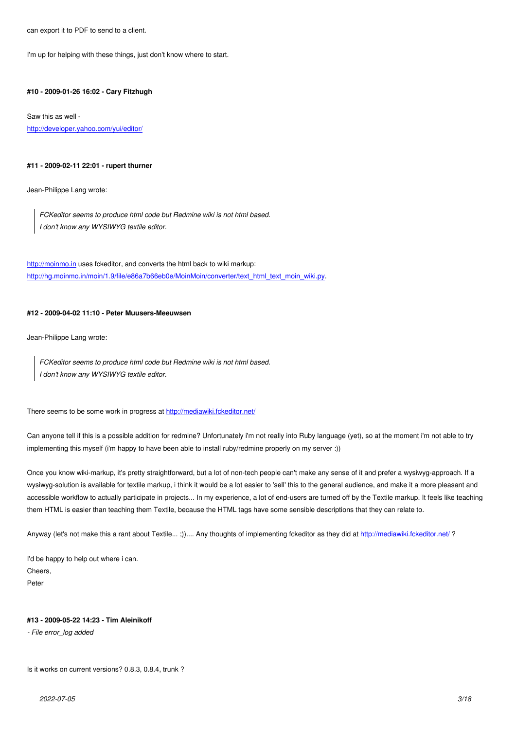can export it to PDF to send to a client.

I'm up for helping with these things, just don't know where to start.

#### #10 - 2009-01-26 16:02 - Cary Fitzhugh

Saw this as well -
http://developer.yahoo.com/yui/editor/

#### #11 - 2009-02-11 22:01 - rupert thurner

Jean-Philippe Lang wrote:

> *FCKeditor seems to produce html code but Redmine wiki is not html based.*
> *I don't know any WYSIWYG textile editor.*

http://moinmo.in uses fckeditor, and converts the html back to wiki markup:
http://hg.moinmo.in/moin/1.9/file/e86a7b66eb0e/MoinMoin/converter/text_html_text_moin_wiki.py.

#### #12 - 2009-04-02 11:10 - Peter Muusers-Meeuwsen

Jean-Philippe Lang wrote:

> *FCKeditor seems to produce html code but Redmine wiki is not html based.*
> *I don't know any WYSIWYG textile editor.*

There seems to be some work in progress at http://mediawiki.fckeditor.net/

Can anyone tell if this is a possible addition for redmine? Unfortunately i'm not really into Ruby language (yet), so at the moment i'm not able to try implementing this myself (i'm happy to have been able to install ruby/redmine properly on my server :))

Once you know wiki-markup, it's pretty straightforward, but a lot of non-tech people can't make any sense of it and prefer a wysiwyg-approach. If a wysiwyg-solution is available for textile markup, i think it would be a lot easier to 'sell' this to the general audience, and make it a more pleasant and accessible workflow to actually participate in projects... In my experience, a lot of end-users are turned off by the Textile markup. It feels like teaching them HTML is easier than teaching them Textile, because the HTML tags have some sensible descriptions that they can relate to.

Anyway (let's not make this a rant about Textile... ;))).... Any thoughts of implementing fckeditor as they did at http://mediawiki.fckeditor.net/ ?

I'd be happy to help out where i can.
Cheers,
Peter

#### #13 - 2009-05-22 14:23 - Tim Aleinikoff

*- File error_log added*

Is it works on current versions? 0.8.3, 0.8.4, trunk ?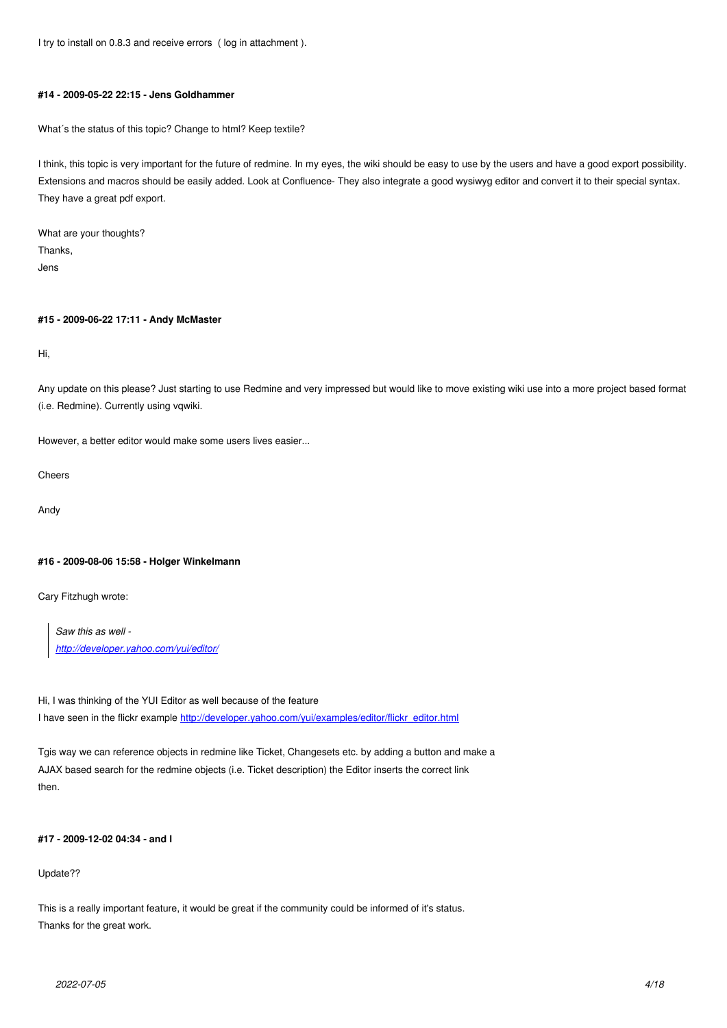I try to install on 0.8.3 and receive errors ( log in attachment ).

#### #14 - 2009-05-22 22:15 - Jens Goldhammer

What´s the status of this topic? Change to html? Keep textile?

I think, this topic is very important for the future of redmine. In my eyes, the wiki should be easy to use by the users and have a good export possibility. Extensions and macros should be easily added. Look at Confluence- They also integrate a good wysiwyg editor and convert it to their special syntax. They have a great pdf export.

What are your thoughts?
Thanks,
Jens

#### #15 - 2009-06-22 17:11 - Andy McMaster

Hi,

Any update on this please? Just starting to use Redmine and very impressed but would like to move existing wiki use into a more project based format (i.e. Redmine). Currently using vqwiki.

However, a better editor would make some users lives easier...

Cheers

Andy

#### #16 - 2009-08-06 15:58 - Holger Winkelmann

Cary Fitzhugh wrote:

> *Saw this as well -*
> *[http://developer.yahoo.com/yui/editor/](http://developer.yahoo.com/yui/editor/)*

Hi, I was thinking of the YUI Editor as well because of the feature
I have seen in the flickr example [http://developer.yahoo.com/yui/examples/editor/flickr_editor.html](http://developer.yahoo.com/yui/examples/editor/flickr_editor.html)

Tgis way we can reference objects in redmine like Ticket, Changesets etc. by adding a button and make a AJAX based search for the redmine objects (i.e. Ticket description) the Editor inserts the correct link then.

#### #17 - 2009-12-02 04:34 - and I

Update??

This is a really important feature, it would be great if the community could be informed of it's status.
Thanks for the great work.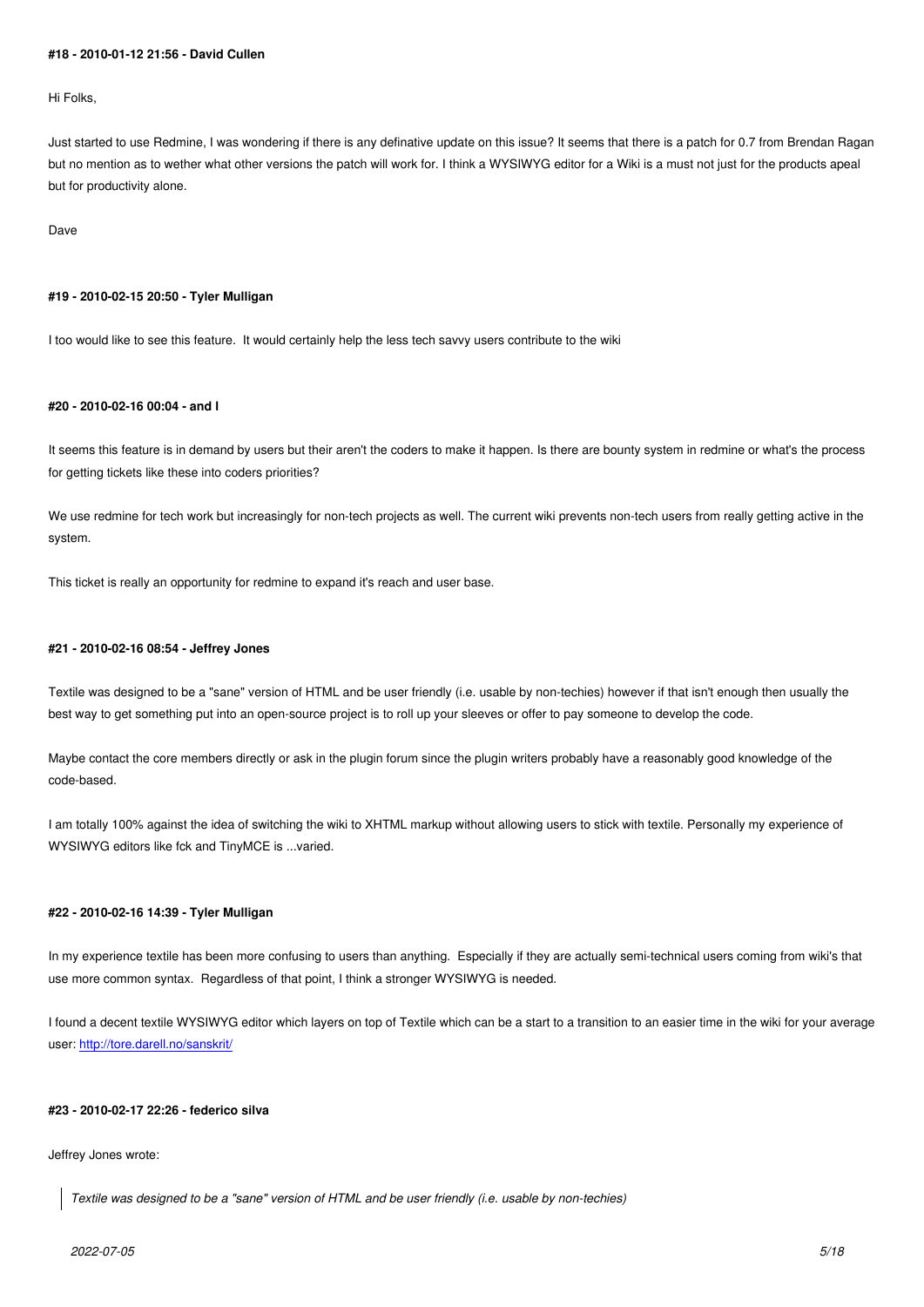#### #18 - 2010-01-12 21:56 - David Cullen

Hi Folks,

Just started to use Redmine, I was wondering if there is any definative update on this issue? It seems that there is a patch for 0.7 from Brendan Ragan but no mention as to wether what other versions the patch will work for. I think a WYSIWYG editor for a Wiki is a must not just for the products apeal but for productivity alone.

Dave

#### #19 - 2010-02-15 20:50 - Tyler Mulligan

I too would like to see this feature. It would certainly help the less tech savvy users contribute to the wiki

#### #20 - 2010-02-16 00:04 - and I

It seems this feature is in demand by users but their aren't the coders to make it happen. Is there are bounty system in redmine or what's the process for getting tickets like these into coders priorities?

We use redmine for tech work but increasingly for non-tech projects as well. The current wiki prevents non-tech users from really getting active in the system.

This ticket is really an opportunity for redmine to expand it's reach and user base.

#### #21 - 2010-02-16 08:54 - Jeffrey Jones

Textile was designed to be a "sane" version of HTML and be user friendly (i.e. usable by non-techies) however if that isn't enough then usually the best way to get something put into an open-source project is to roll up your sleeves or offer to pay someone to develop the code.

Maybe contact the core members directly or ask in the plugin forum since the plugin writers probably have a reasonably good knowledge of the code-based.

I am totally 100% against the idea of switching the wiki to XHTML markup without allowing users to stick with textile. Personally my experience of WYSIWYG editors like fck and TinyMCE is ...varied.

#### #22 - 2010-02-16 14:39 - Tyler Mulligan

In my experience textile has been more confusing to users than anything. Especially if they are actually semi-technical users coming from wiki's that use more common syntax. Regardless of that point, I think a stronger WYSIWYG is needed.

I found a decent textile WYSIWYG editor which layers on top of Textile which can be a start to a transition to an easier time in the wiki for your average user: [http://tore.darell.no/sanskrit/](http://tore.darell.no/sanskrit/)

#### #23 - 2010-02-17 22:26 - federico silva

Jeffrey Jones wrote:

> *Textile was designed to be a "sane" version of HTML and be user friendly (i.e. usable by non-techies)*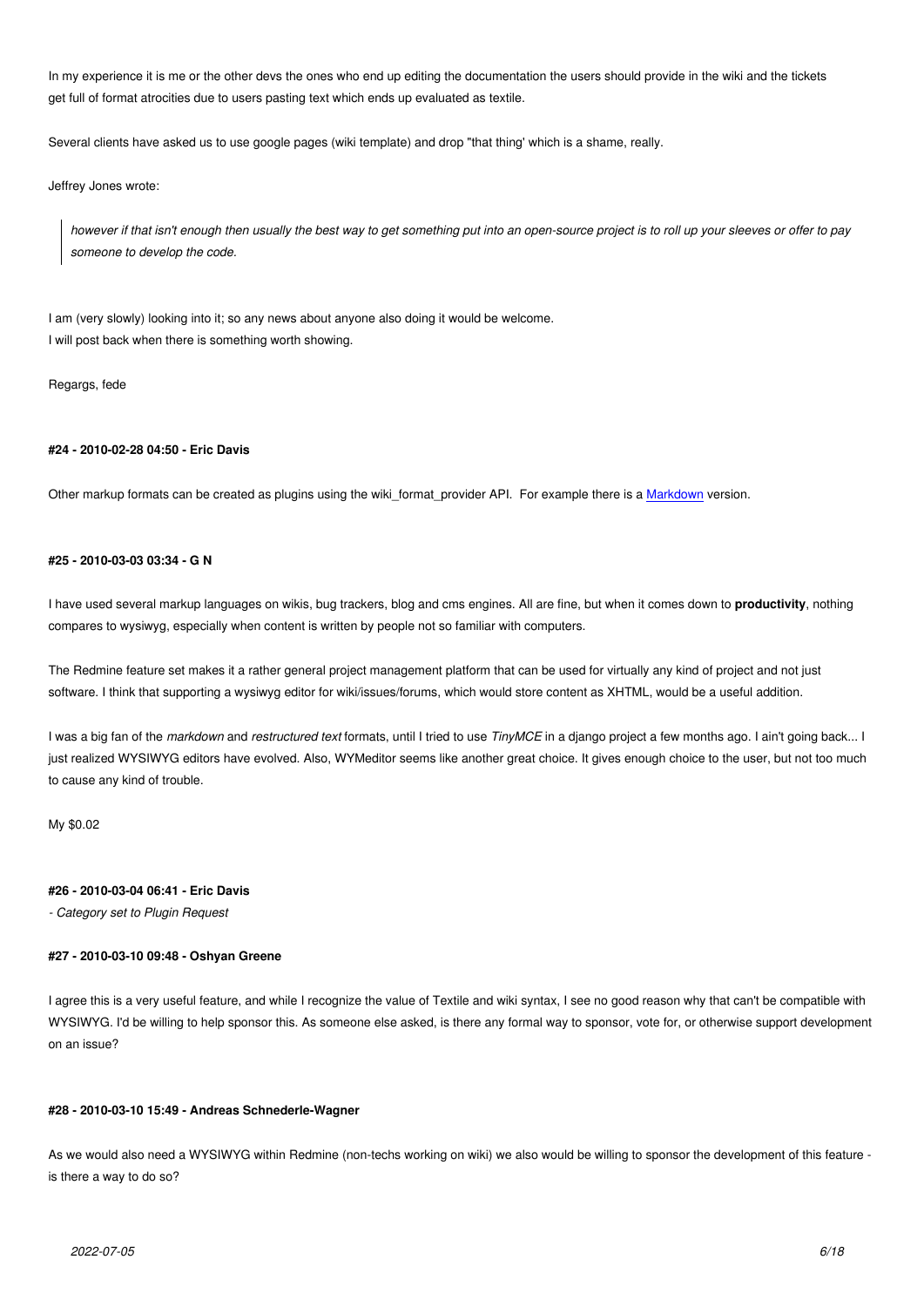In my experience it is me or the other devs the ones who end up editing the documentation the users should provide in the wiki and the tickets get full of format atrocities due to users pasting text which ends up evaluated as textile.

Several clients have asked us to use google pages (wiki template) and drop "that thing' which is a shame, really.

Jeffrey Jones wrote:

> *however if that isn't enough then usually the best way to get something put into an open-source project is to roll up your sleeves or offer to pay someone to develop the code.*

I am (very slowly) looking into it; so any news about anyone also doing it would be welcome.
I will post back when there is something worth showing.

Regargs, fede

#### #24 - 2010-02-28 04:50 - Eric Davis

Other markup formats can be created as plugins using the wiki_format_provider API.  For example there is a Markdown version.

#### #25 - 2010-03-03 03:34 - G N

I have used several markup languages on wikis, bug trackers, blog and cms engines. All are fine, but when it comes down to **productivity**, nothing compares to wysiwyg, especially when content is written by people not so familiar with computers.

The Redmine feature set makes it a rather general project management platform that can be used for virtually any kind of project and not just software. I think that supporting a wysiwyg editor for wiki/issues/forums, which would store content as XHTML, would be a useful addition.

I was a big fan of the *markdown* and *restructured text* formats, until I tried to use *TinyMCE* in a django project a few months ago. I ain't going back... I just realized WYSIWYG editors have evolved. Also, WYMeditor seems like another great choice. It gives enough choice to the user, but not too much to cause any kind of trouble.

My $0.02

#### #26 - 2010-03-04 06:41 - Eric Davis

*- Category set to Plugin Request*

#### #27 - 2010-03-10 09:48 - Oshyan Greene

I agree this is a very useful feature, and while I recognize the value of Textile and wiki syntax, I see no good reason why that can't be compatible with WYSIWYG. I'd be willing to help sponsor this. As someone else asked, is there any formal way to sponsor, vote for, or otherwise support development on an issue?

#### #28 - 2010-03-10 15:49 - Andreas Schnederle-Wagner

As we would also need a WYSIWYG within Redmine (non-techs working on wiki) we also would be willing to sponsor the development of this feature - is there a way to do so?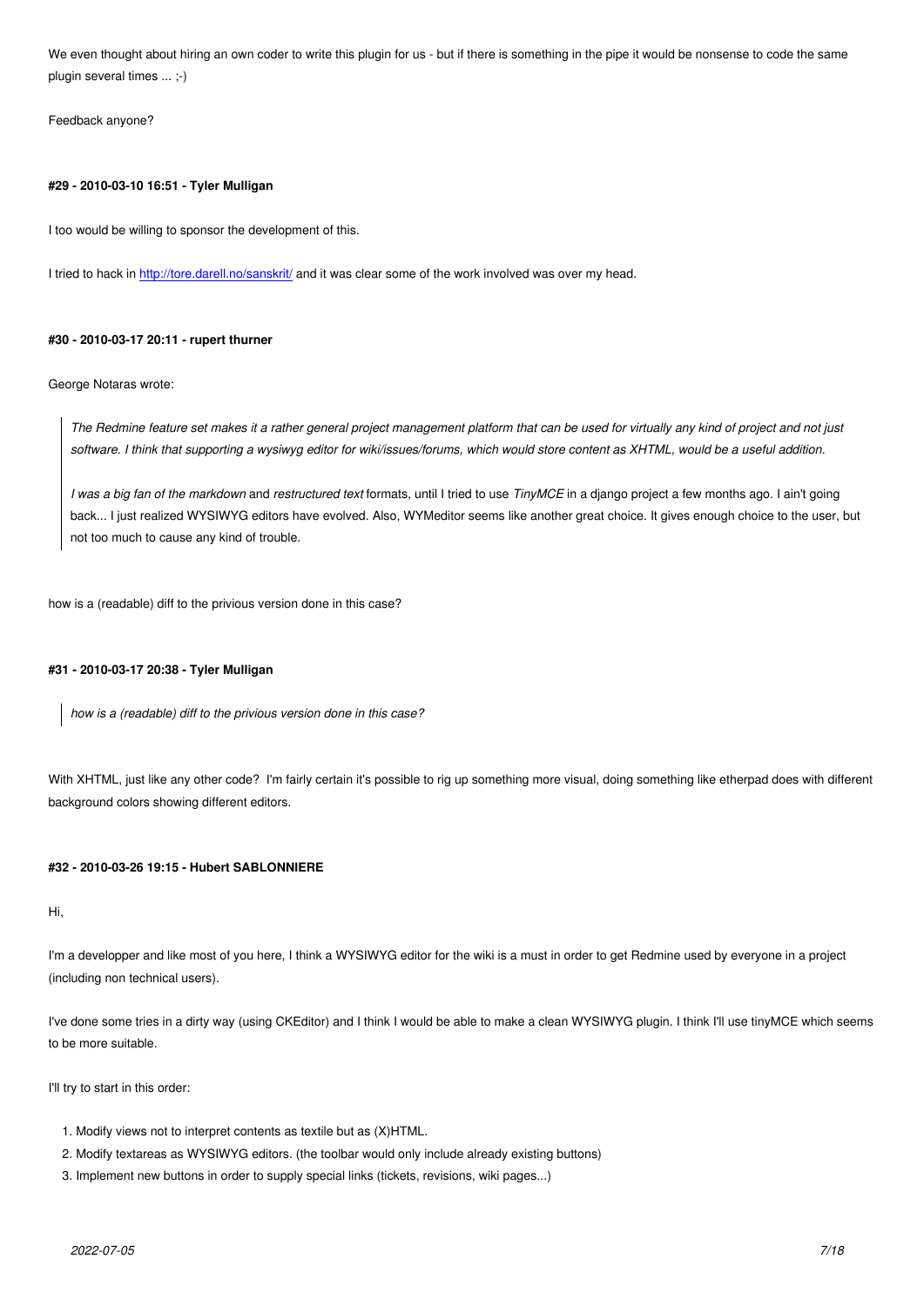We even thought about hiring an own coder to write this plugin for us - but if there is something in the pipe it would be nonsense to code the same plugin several times ... ;-)

Feedback anyone?

#### #29 - 2010-03-10 16:51 - Tyler Mulligan

I too would be willing to sponsor the development of this.

I tried to hack in [http://tore.darell.no/sanskrit/](http://tore.darell.no/sanskrit/) and it was clear some of the work involved was over my head.

#### #30 - 2010-03-17 20:11 - rupert thurner

George Notaras wrote:

> *The Redmine feature set makes it a rather general project management platform that can be used for virtually any kind of project and not just software. I think that supporting a wysiwyg editor for wiki/issues/forums, which would store content as XHTML, would be a useful addition.*
>
> *I was a big fan of the markdown* and *restructured text* formats, until I tried to use *TinyMCE* in a django project a few months ago. I ain't going back... I just realized WYSIWYG editors have evolved. Also, WYMeditor seems like another great choice. It gives enough choice to the user, but not too much to cause any kind of trouble.

how is a (readable) diff to the privious version done in this case?

#### #31 - 2010-03-17 20:38 - Tyler Mulligan

> *how is a (readable) diff to the privious version done in this case?*

With XHTML, just like any other code? I'm fairly certain it's possible to rig up something more visual, doing something like etherpad does with different background colors showing different editors.

#### #32 - 2010-03-26 19:15 - Hubert SABLONNIERE

Hi,

I'm a developper and like most of you here, I think a WYSIWYG editor for the wiki is a must in order to get Redmine used by everyone in a project (including non technical users).

I've done some tries in a dirty way (using CKEditor) and I think I would be able to make a clean WYSIWYG plugin. I think I'll use tinyMCE which seems to be more suitable.

I'll try to start in this order:

1. Modify views not to interpret contents as textile but as (X)HTML.
2. Modify textareas as WYSIWYG editors. (the toolbar would only include already existing buttons)
3. Implement new buttons in order to supply special links (tickets, revisions, wiki pages...)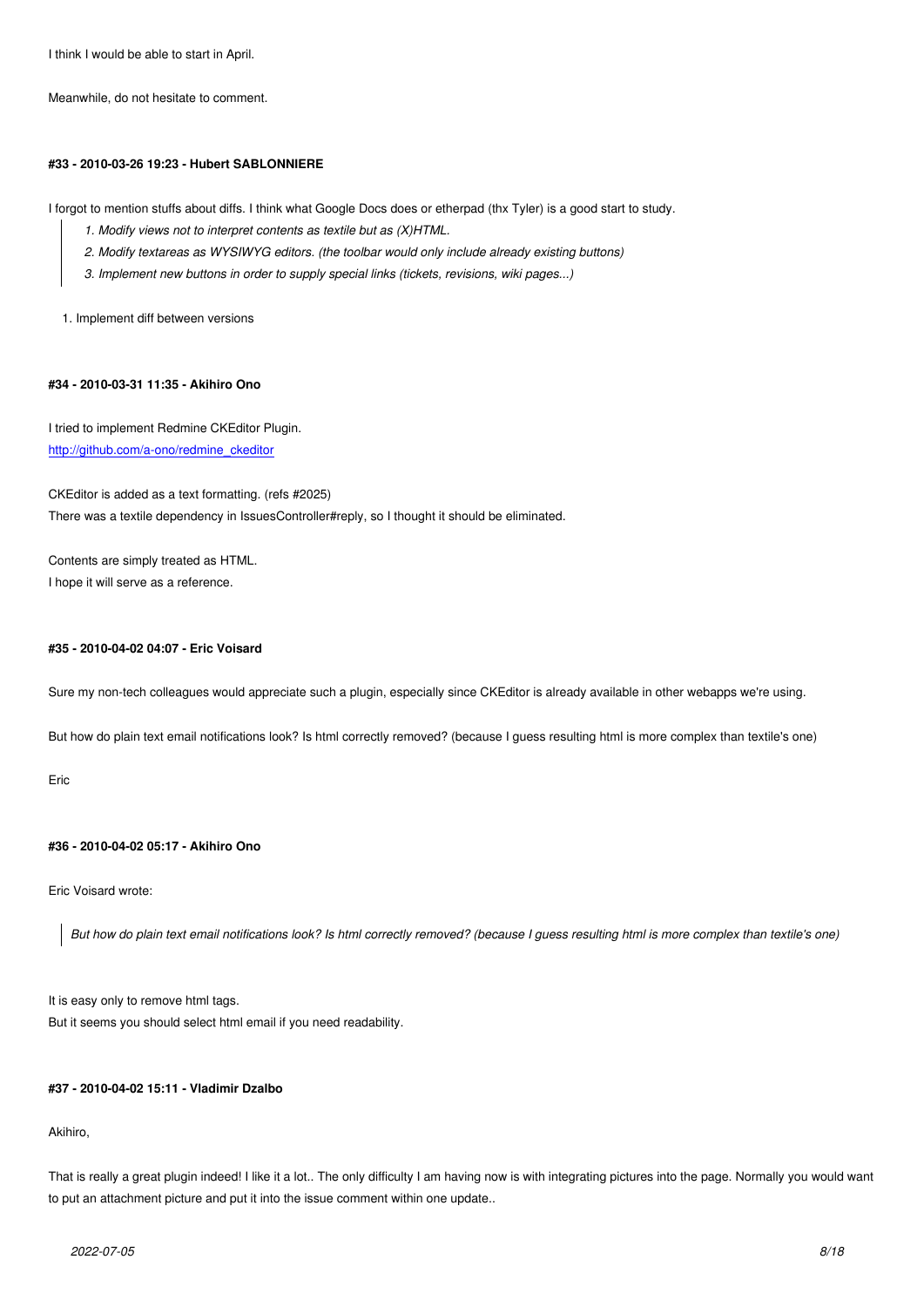I think I would be able to start in April.

Meanwhile, do not hesitate to comment.

#### #33 - 2010-03-26 19:23 - Hubert SABLONNIERE

I forgot to mention stuffs about diffs. I think what Google Docs does or etherpad (thx Tyler) is a good start to study.

> 1. *Modify views not to interpret contents as textile but as (X)HTML.*
> 2. *Modify textareas as WYSIWYG editors. (the toolbar would only include already existing buttons)*
> 3. *Implement new buttons in order to supply special links (tickets, revisions, wiki pages...)*

1. Implement diff between versions

#### #34 - 2010-03-31 11:35 - Akihiro Ono

I tried to implement Redmine CKEditor Plugin.
[http://github.com/a-ono/redmine_ckeditor](http://github.com/a-ono/redmine_ckeditor)

CKEditor is added as a text formatting. (refs #2025)
There was a textile dependency in IssuesController#reply, so I thought it should be eliminated.

Contents are simply treated as HTML.
I hope it will serve as a reference.

#### #35 - 2010-04-02 04:07 - Eric Voisard

Sure my non-tech colleagues would appreciate such a plugin, especially since CKEditor is already available in other webapps we're using.

But how do plain text email notifications look? Is html correctly removed? (because I guess resulting html is more complex than textile's one)

Eric

#### #36 - 2010-04-02 05:17 - Akihiro Ono

Eric Voisard wrote:

> *But how do plain text email notifications look? Is html correctly removed? (because I guess resulting html is more complex than textile's one)*

It is easy only to remove html tags.
But it seems you should select html email if you need readability.

#### #37 - 2010-04-02 15:11 - Vladimir Dzalbo

Akihiro,

That is really a great plugin indeed! I like it a lot.. The only difficulty I am having now is with integrating pictures into the page. Normally you would want to put an attachment picture and put it into the issue comment within one update..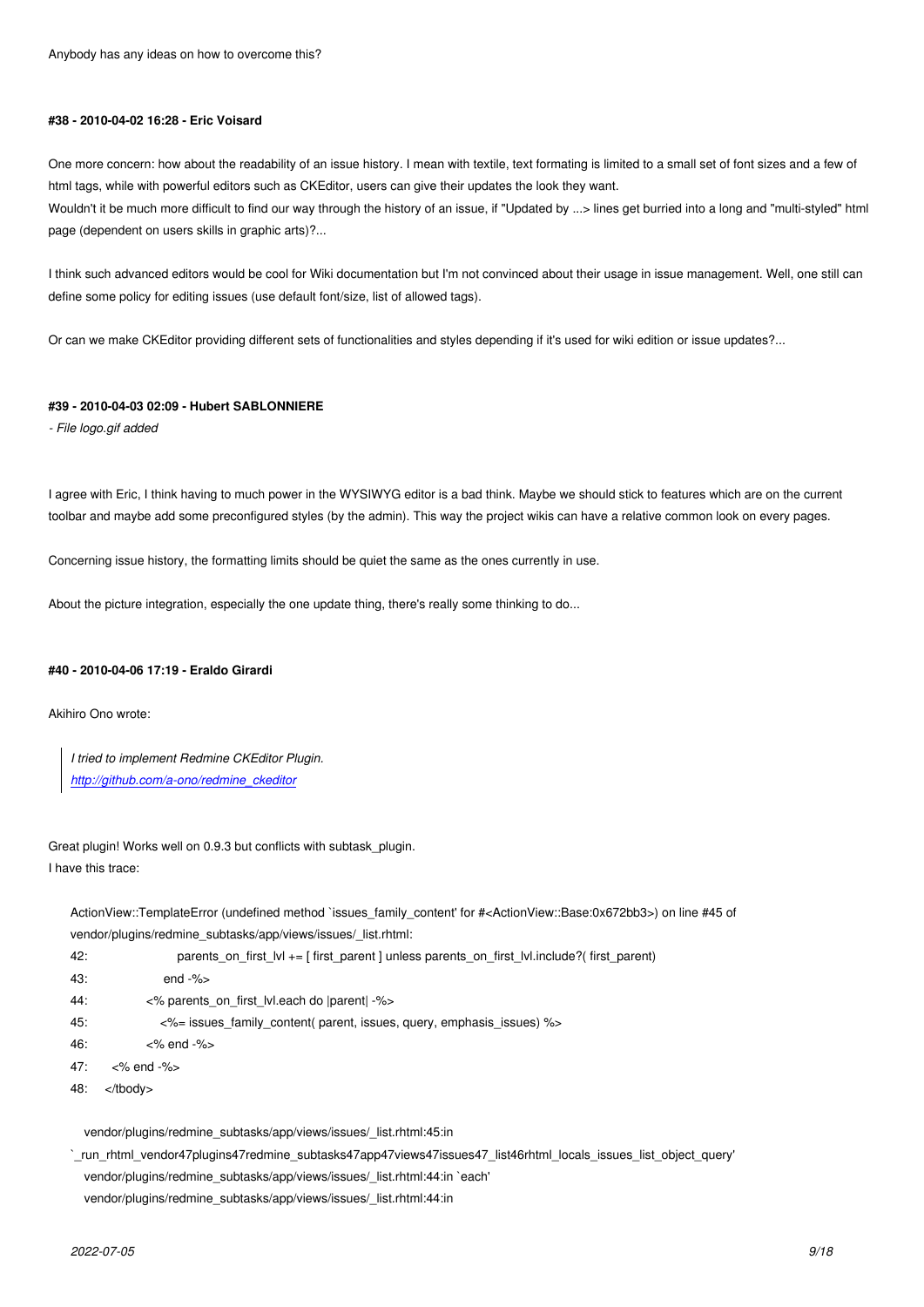Anybody has any ideas on how to overcome this?

#### #38 - 2010-04-02 16:28 - Eric Voisard

One more concern: how about the readability of an issue history. I mean with textile, text formating is limited to a small set of font sizes and a few of html tags, while with powerful editors such as CKEditor, users can give their updates the look they want.
Wouldn't it be much more difficult to find our way through the history of an issue, if "Updated by ...> lines get burried into a long and "multi-styled" html page (dependent on users skills in graphic arts)?...

I think such advanced editors would be cool for Wiki documentation but I'm not convinced about their usage in issue management. Well, one still can define some policy for editing issues (use default font/size, list of allowed tags).

Or can we make CKEditor providing different sets of functionalities and styles depending if it's used for wiki edition or issue updates?...

#### #39 - 2010-04-03 02:09 - Hubert SABLONNIERE

*- File logo.gif added*

I agree with Eric, I think having to much power in the WYSIWYG editor is a bad think. Maybe we should stick to features which are on the current toolbar and maybe add some preconfigured styles (by the admin). This way the project wikis can have a relative common look on every pages.

Concerning issue history, the formatting limits should be quiet the same as the ones currently in use.

About the picture integration, especially the one update thing, there's really some thinking to do...

#### #40 - 2010-04-06 17:19 - Eraldo Girardi

Akihiro Ono wrote:

> *I tried to implement Redmine CKEditor Plugin.*
> *[http://github.com/a-ono/redmine_ckeditor](http://github.com/a-ono/redmine_ckeditor)*

Great plugin! Works well on 0.9.3 but conflicts with subtask_plugin.
I have this trace:

```
ActionView::TemplateError (undefined method `issues_family_content' for #<ActionView::Base:0x672bb3>) on line #45 of
vendor/plugins/redmine_subtasks/app/views/issues/_list.rhtml:
42:                   parents_on_first_lvl += [ first_parent ] unless parents_on_first_lvl.include?( first_parent)
43:                 end -%>
44:             <% parents_on_first_lvl.each do |parent| -%>
45:                <%= issues_family_content( parent, issues, query, emphasis_issues) %>
46:             <% end -%>
47:       <% end -%>
48:     </tbody>

    vendor/plugins/redmine_subtasks/app/views/issues/_list.rhtml:45:in
`_run_rhtml_vendor47plugins47redmine_subtasks47app47views47issues47_list46rhtml_locals_issues_list_object_query'
    vendor/plugins/redmine_subtasks/app/views/issues/_list.rhtml:44:in `each'
    vendor/plugins/redmine_subtasks/app/views/issues/_list.rhtml:44:in
```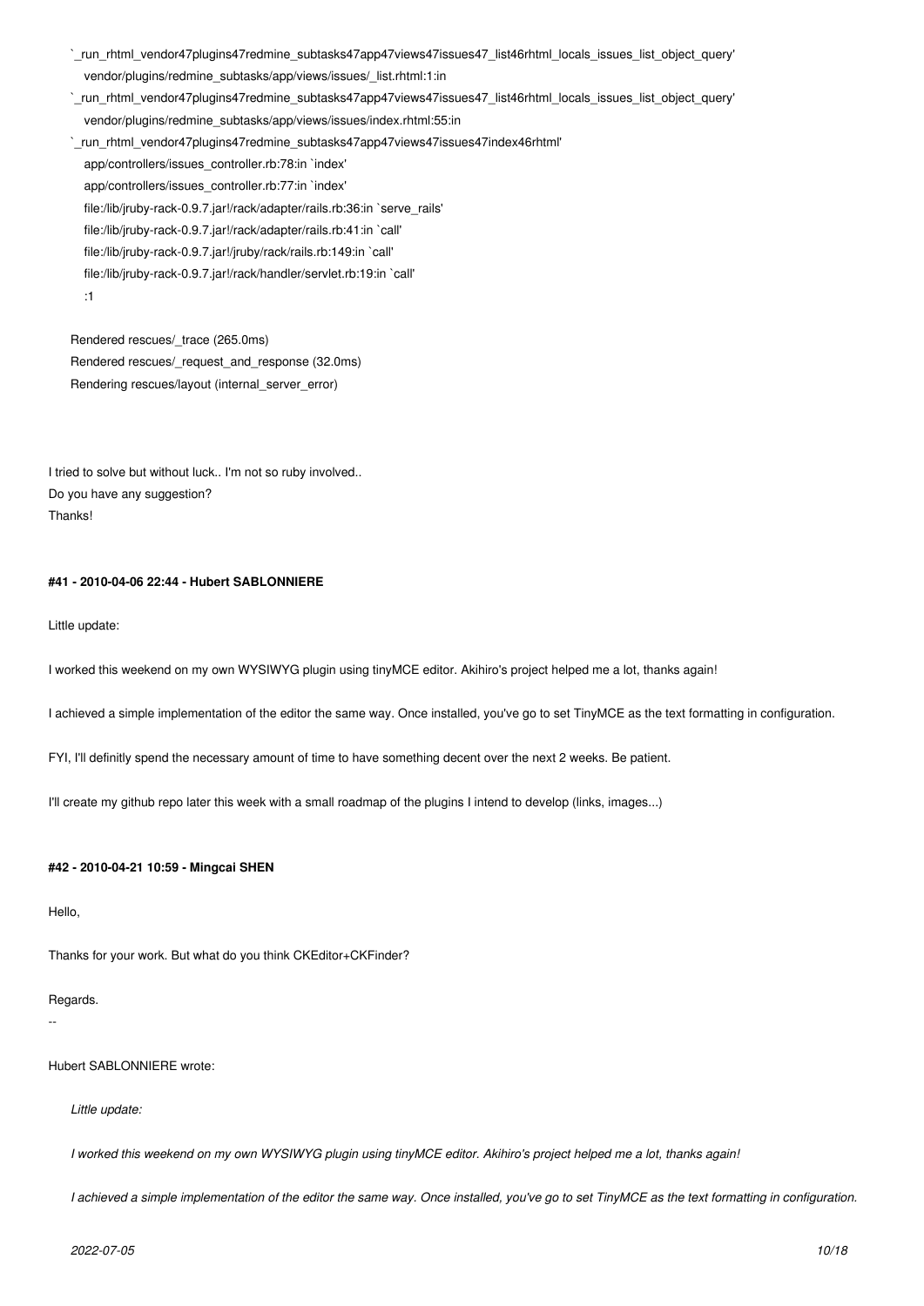```
`_run_rhtml_vendor47plugins47redmine_subtasks47app47views47issues47_list46rhtml_locals_issues_list_object_query'
    vendor/plugins/redmine_subtasks/app/views/issues/_list.rhtml:1:in
`_run_rhtml_vendor47plugins47redmine_subtasks47app47views47issues47_list46rhtml_locals_issues_list_object_query'
    vendor/plugins/redmine_subtasks/app/views/issues/index.rhtml:55:in
`_run_rhtml_vendor47plugins47redmine_subtasks47app47views47issues47index46rhtml'
    app/controllers/issues_controller.rb:78:in `index'
    app/controllers/issues_controller.rb:77:in `index'
    file:/lib/jruby-rack-0.9.7.jar!/rack/adapter/rails.rb:36:in `serve_rails'
    file:/lib/jruby-rack-0.9.7.jar!/rack/adapter/rails.rb:41:in `call'
    file:/lib/jruby-rack-0.9.7.jar!/jruby/rack/rails.rb:149:in `call'
    file:/lib/jruby-rack-0.9.7.jar!/rack/handler/servlet.rb:19:in `call'
    :1

Rendered rescues/_trace (265.0ms)
Rendered rescues/_request_and_response (32.0ms)
Rendering rescues/layout (internal_server_error)
```

I tried to solve but without luck.. I'm not so ruby involved..
Do you have any suggestion?
Thanks!

#### #41 - 2010-04-06 22:44 - Hubert SABLONNIERE

Little update:

I worked this weekend on my own WYSIWYG plugin using tinyMCE editor. Akihiro's project helped me a lot, thanks again!

I achieved a simple implementation of the editor the same way. Once installed, you've go to set TinyMCE as the text formatting in configuration.

FYI, I'll definitly spend the necessary amount of time to have something decent over the next 2 weeks. Be patient.

I'll create my github repo later this week with a small roadmap of the plugins I intend to develop (links, images...)

#### #42 - 2010-04-21 10:59 - Mingcai SHEN

Hello,

Thanks for your work. But what do you think CKEditor+CKFinder?

Regards.

--

Hubert SABLONNIERE wrote:

> *Little update:*
>
> *I worked this weekend on my own WYSIWYG plugin using tinyMCE editor. Akihiro's project helped me a lot, thanks again!*
>
> *I achieved a simple implementation of the editor the same way. Once installed, you've go to set TinyMCE as the text formatting in configuration.*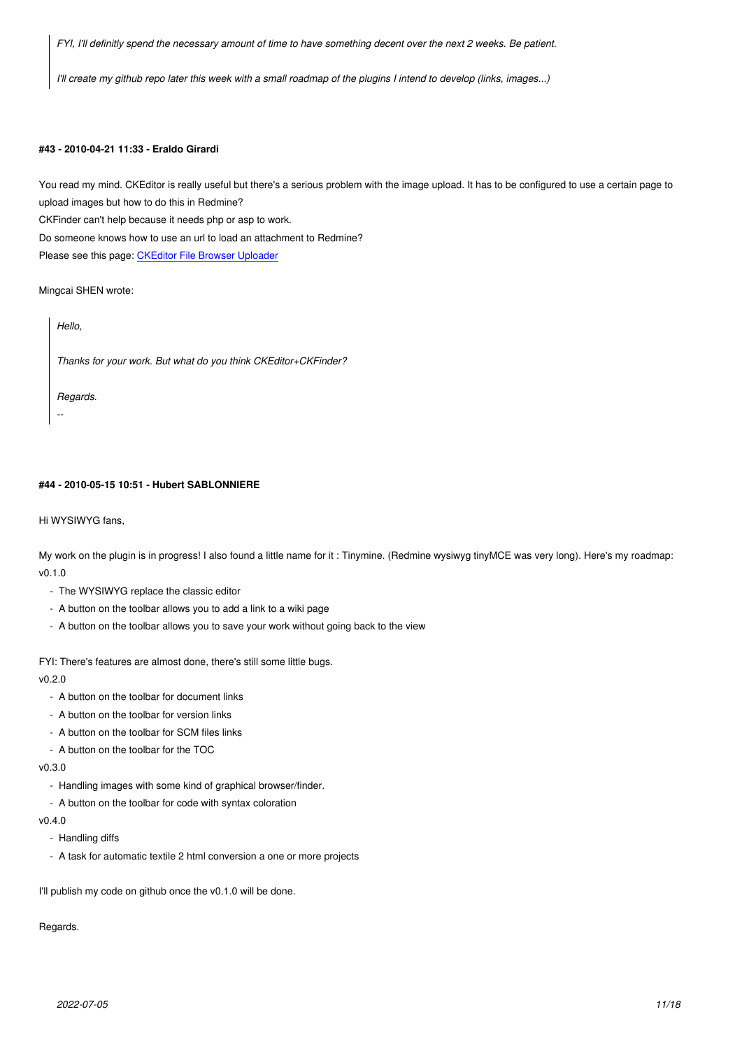> *FYI, I'll definitly spend the necessary amount of time to have something decent over the next 2 weeks. Be patient.*
>
> *I'll create my github repo later this week with a small roadmap of the plugins I intend to develop (links, images...)*

#### #43 - 2010-04-21 11:33 - Eraldo Girardi

You read my mind. CKEditor is really useful but there's a serious problem with the image upload. It has to be configured to use a certain page to upload images but how to do this in Redmine?
CKFinder can't help because it needs php or asp to work.
Do someone knows how to use an url to load an attachment to Redmine?
Please see this page: [CKEditor File Browser Uploader]()

Mingcai SHEN wrote:

> *Hello,*
>
> *Thanks for your work. But what do you think CKEditor+CKFinder?*
>
> *Regards.*
>
> --

#### #44 - 2010-05-15 10:51 - Hubert SABLONNIERE

Hi WYSIWYG fans,

My work on the plugin is in progress! I also found a little name for it : Tinymine. (Redmine wysiwyg tinyMCE was very long). Here's my roadmap:
v0.1.0

- The WYSIWYG replace the classic editor
- A button on the toolbar allows you to add a link to a wiki page
- A button on the toolbar allows you to save your work without going back to the view

FYI: There's features are almost done, there's still some little bugs.
v0.2.0

- A button on the toolbar for document links
- A button on the toolbar for version links
- A button on the toolbar for SCM files links
- A button on the toolbar for the TOC

v0.3.0

- Handling images with some kind of graphical browser/finder.
- A button on the toolbar for code with syntax coloration

v0.4.0

- Handling diffs
- A task for automatic textile 2 html conversion a one or more projects

I'll publish my code on github once the v0.1.0 will be done.

Regards.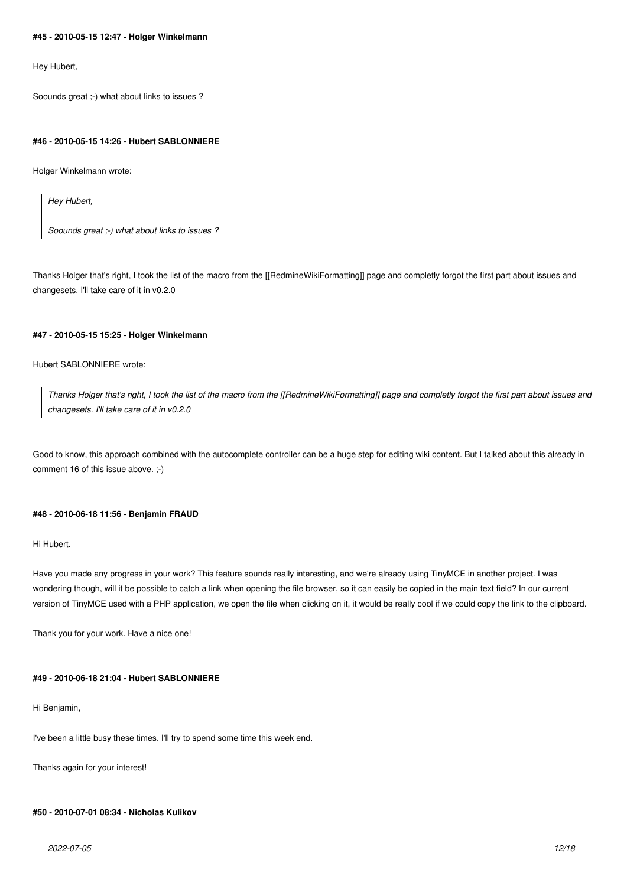#### #45 - 2010-05-15 12:47 - Holger Winkelmann

Hey Hubert,

Soounds great ;-) what about links to issues ?

#### #46 - 2010-05-15 14:26 - Hubert SABLONNIERE

Holger Winkelmann wrote:

> *Hey Hubert,*
>
> *Soounds great ;-) what about links to issues ?*

Thanks Holger that's right, I took the list of the macro from the [[RedmineWikiFormatting]] page and completly forgot the first part about issues and changesets. I'll take care of it in v0.2.0

#### #47 - 2010-05-15 15:25 - Holger Winkelmann

Hubert SABLONNIERE wrote:

> *Thanks Holger that's right, I took the list of the macro from the [[RedmineWikiFormatting]] page and completly forgot the first part about issues and changesets. I'll take care of it in v0.2.0*

Good to know, this approach combined with the autocomplete controller can be a huge step for editing wiki content. But I talked about this already in comment 16 of this issue above. ;-)

#### #48 - 2010-06-18 11:56 - Benjamin FRAUD

Hi Hubert.

Have you made any progress in your work? This feature sounds really interesting, and we're already using TinyMCE in another project. I was wondering though, will it be possible to catch a link when opening the file browser, so it can easily be copied in the main text field? In our current version of TinyMCE used with a PHP application, we open the file when clicking on it, it would be really cool if we could copy the link to the clipboard.

Thank you for your work. Have a nice one!

#### #49 - 2010-06-18 21:04 - Hubert SABLONNIERE

Hi Benjamin,

I've been a little busy these times. I'll try to spend some time this week end.

Thanks again for your interest!

#### #50 - 2010-07-01 08:34 - Nicholas Kulikov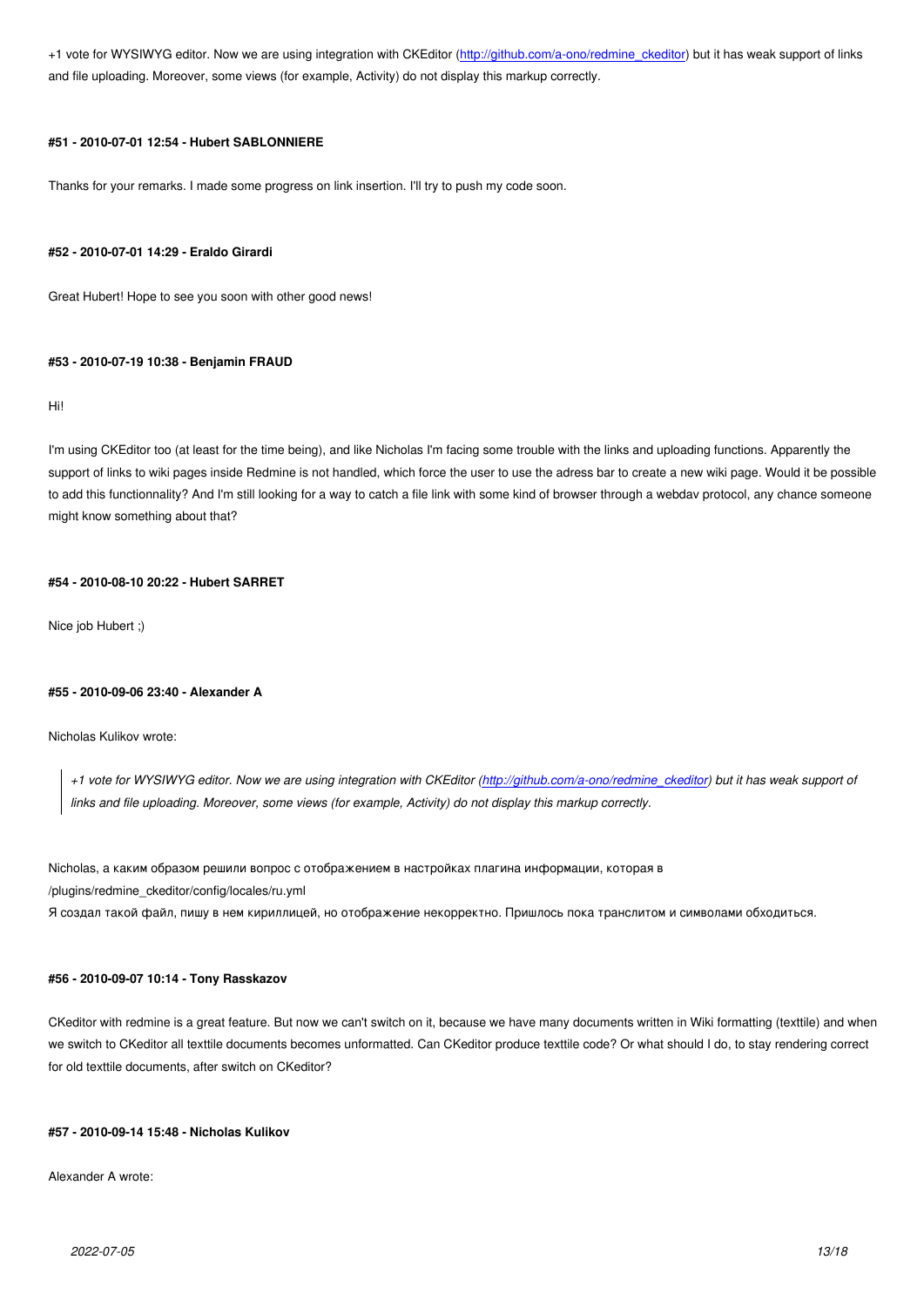+1 vote for WYSIWYG editor. Now we are using integration with CKEditor (http://github.com/a-ono/redmine_ckeditor) but it has weak support of links and file uploading. Moreover, some views (for example, Activity) do not display this markup correctly.

#### #51 - 2010-07-01 12:54 - Hubert SABLONNIERE

Thanks for your remarks. I made some progress on link insertion. I'll try to push my code soon.

#### #52 - 2010-07-01 14:29 - Eraldo Girardi

Great Hubert! Hope to see you soon with other good news!

#### #53 - 2010-07-19 10:38 - Benjamin FRAUD

Hi!

I'm using CKEditor too (at least for the time being), and like Nicholas I'm facing some trouble with the links and uploading functions. Apparently the support of links to wiki pages inside Redmine is not handled, which force the user to use the adress bar to create a new wiki page. Would it be possible to add this functionnality? And I'm still looking for a way to catch a file link with some kind of browser through a webdav protocol, any chance someone might know something about that?

#### #54 - 2010-08-10 20:22 - Hubert SARRET

Nice job Hubert ;)

#### #55 - 2010-09-06 23:40 - Alexander A

Nicholas Kulikov wrote:

> *+1 vote for WYSIWYG editor. Now we are using integration with CKEditor (http://github.com/a-ono/redmine_ckeditor) but it has weak support of links and file uploading. Moreover, some views (for example, Activity) do not display this markup correctly.*

Nicholas, а каким образом решили вопрос с отображением в настройках плагина информации, которая в /plugins/redmine_ckeditor/config/locales/ru.yml
Я создал такой файл, пишу в нем кириллицей, но отображение некорректно. Пришлось пока транслитом и символами обходиться.

#### #56 - 2010-09-07 10:14 - Tony Rasskazov

CKeditor with redmine is a great feature. But now we can't switch on it, because we have many documents written in Wiki formatting (texttile) and when we switch to CKeditor all texttile documents becomes unformatted. Can CKeditor produce texttile code? Or what should I do, to stay rendering correct for old texttile documents, after switch on CKeditor?

#### #57 - 2010-09-14 15:48 - Nicholas Kulikov

Alexander A wrote: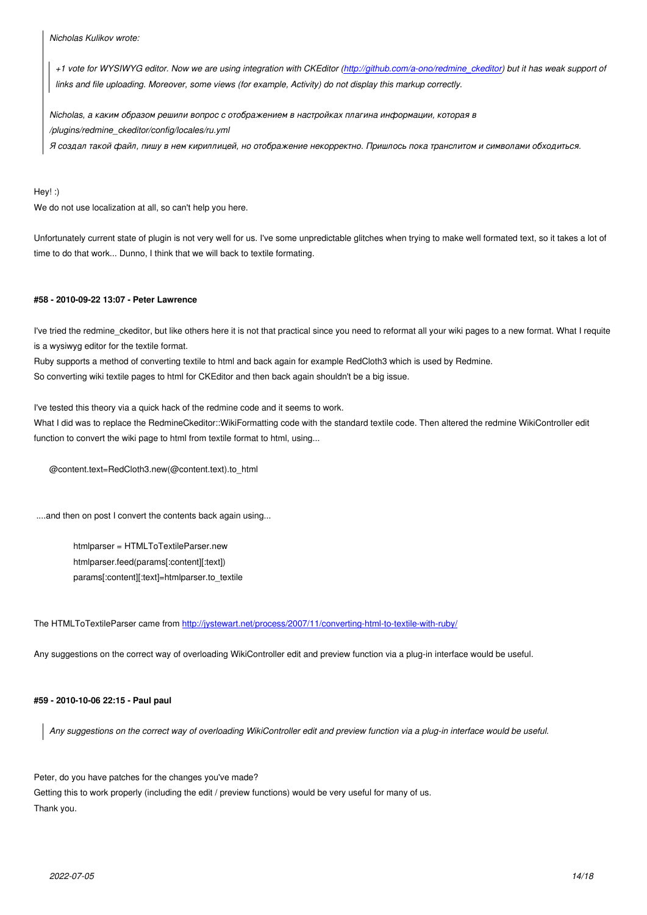> *Nicholas Kulikov wrote:*
>
>> *+1 vote for WYSIWYG editor. Now we are using integration with CKEditor ([http://github.com/a-ono/redmine_ckeditor](http://github.com/a-ono/redmine_ckeditor)) but it has weak support of links and file uploading. Moreover, some views (for example, Activity) do not display this markup correctly.*
>
> *Nicholas, а каким образом решили вопрос с отображением в настройках плагина информации, которая в /plugins/redmine_ckeditor/config/locales/ru.yml*
> *Я создал такой файл, пишу в нем кириллицей, но отображение некорректно. Пришлось пока транслитом и символами обходиться.*

Hey! :)
We do not use localization at all, so can't help you here.

Unfortunately current state of plugin is not very well for us. I've some unpredictable glitches when trying to make well formated text, so it takes a lot of time to do that work... Dunno, I think that we will back to textile formating.

#### #58 - 2010-09-22 13:07 - Peter Lawrence

I've tried the redmine_ckeditor, but like others here it is not that practical since you need to reformat all your wiki pages to a new format. What I requite is a wysiwyg editor for the textile format.
Ruby supports a method of converting textile to html and back again for example RedCloth3 which is used by Redmine.
So converting wiki textile pages to html for CKEditor and then back again shouldn't be a big issue.

I've tested this theory via a quick hack of the redmine code and it seems to work.
What I did was to replace the RedmineCkeditor::WikiFormatting code with the standard textile code. Then altered the redmine WikiController edit function to convert the wiki page to html from textile format to html, using...

```
@content.text=RedCloth3.new(@content.text).to_html
```

....and then on post I convert the contents back again using...

```
htmlparser = HTMLToTextileParser.new
htmlparser.feed(params[:content][:text])
params[:content][:text]=htmlparser.to_textile
```

The HTMLToTextileParser came from [http://jystewart.net/process/2007/11/converting-html-to-textile-with-ruby/](http://jystewart.net/process/2007/11/converting-html-to-textile-with-ruby/)

Any suggestions on the correct way of overloading WikiController edit and preview function via a plug-in interface would be useful.

#### #59 - 2010-10-06 22:15 - Paul paul

> *Any suggestions on the correct way of overloading WikiController edit and preview function via a plug-in interface would be useful.*

Peter, do you have patches for the changes you've made?
Getting this to work properly (including the edit / preview functions) would be very useful for many of us.
Thank you.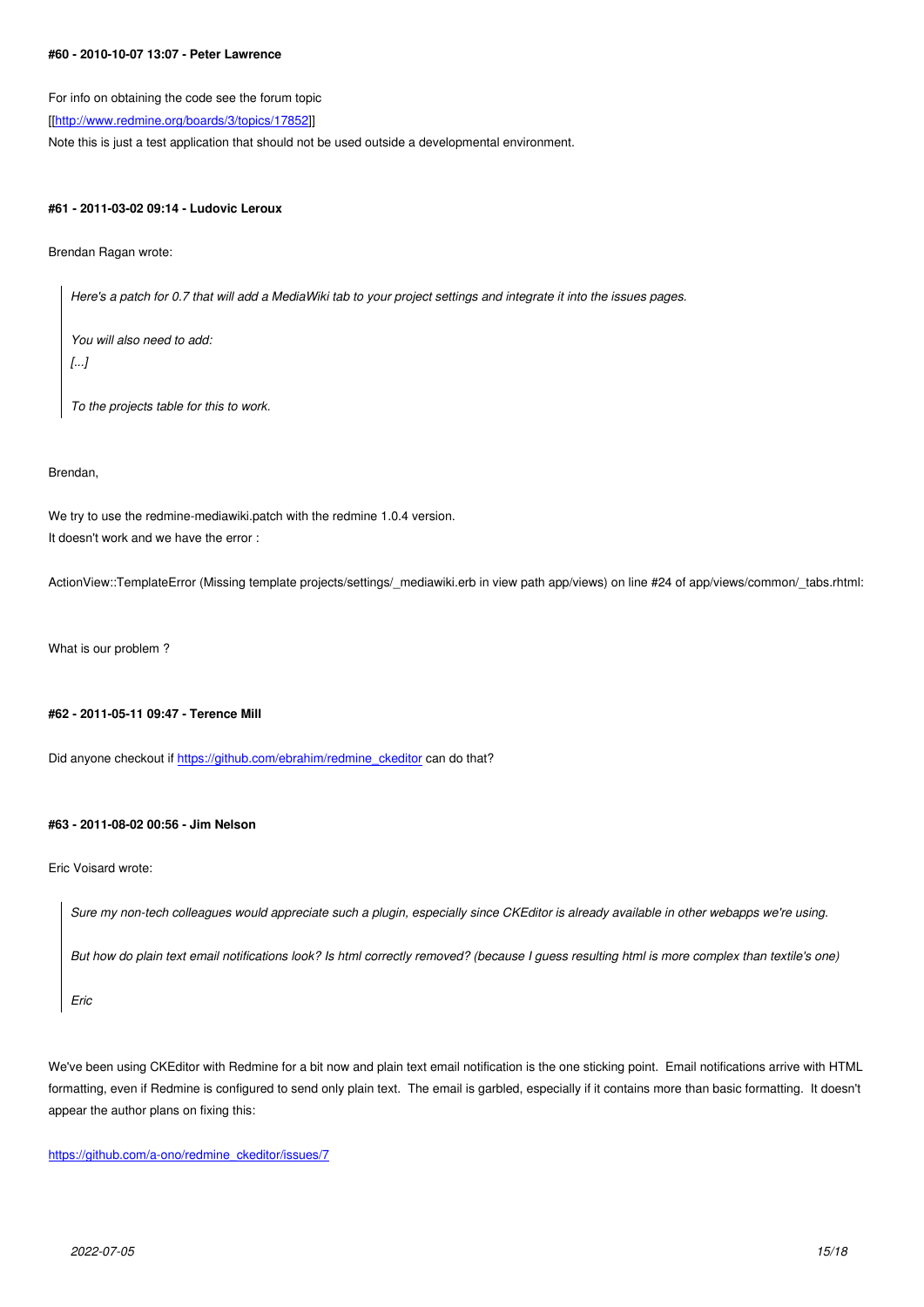#### #60 - 2010-10-07 13:07 - Peter Lawrence

For info on obtaining the code see the forum topic
[[http://www.redmine.org/boards/3/topics/17852]]
Note this is just a test application that should not be used outside a developmental environment.

#### #61 - 2011-03-02 09:14 - Ludovic Leroux

Brendan Ragan wrote:

> *Here's a patch for 0.7 that will add a MediaWiki tab to your project settings and integrate it into the issues pages.*
>
> *You will also need to add:*
> *[...]*
>
> *To the projects table for this to work.*

Brendan,

We try to use the redmine-mediawiki.patch with the redmine 1.0.4 version.
It doesn't work and we have the error :

ActionView::TemplateError (Missing template projects/settings/_mediawiki.erb in view path app/views) on line #24 of app/views/common/_tabs.rhtml:

What is our problem ?

#### #62 - 2011-05-11 09:47 - Terence Mill

Did anyone checkout if https://github.com/ebrahim/redmine_ckeditor can do that?

#### #63 - 2011-08-02 00:56 - Jim Nelson

Eric Voisard wrote:

> *Sure my non-tech colleagues would appreciate such a plugin, especially since CKEditor is already available in other webapps we're using.*
>
> *But how do plain text email notifications look? Is html correctly removed? (because I guess resulting html is more complex than textile's one)*
>
> *Eric*

We've been using CKEditor with Redmine for a bit now and plain text email notification is the one sticking point. Email notifications arrive with HTML formatting, even if Redmine is configured to send only plain text. The email is garbled, especially if it contains more than basic formatting. It doesn't appear the author plans on fixing this:

https://github.com/a-ono/redmine_ckeditor/issues/7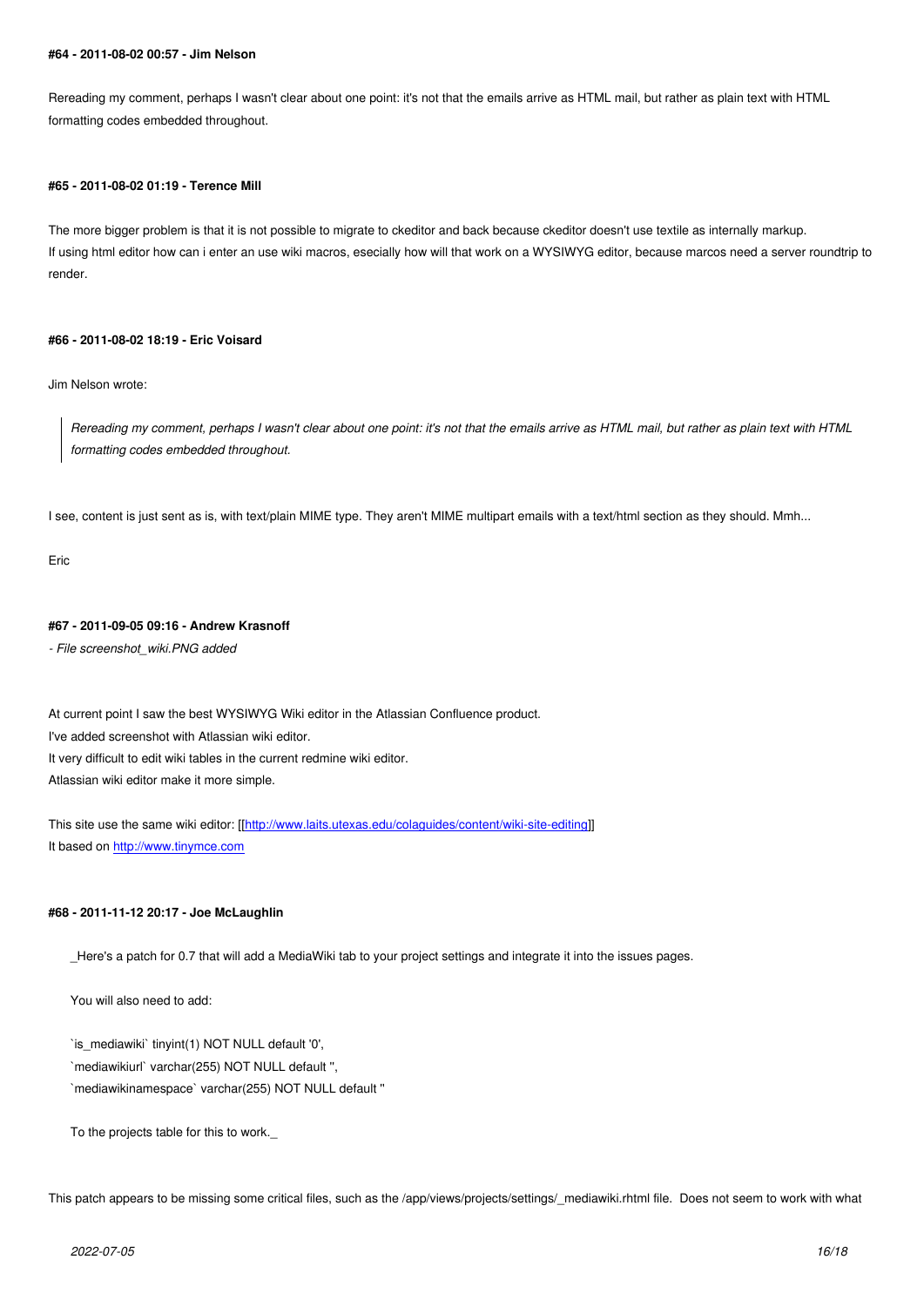#### #64 - 2011-08-02 00:57 - Jim Nelson

Rereading my comment, perhaps I wasn't clear about one point: it's not that the emails arrive as HTML mail, but rather as plain text with HTML formatting codes embedded throughout.

#### #65 - 2011-08-02 01:19 - Terence Mill

The more bigger problem is that it is not possible to migrate to ckeditor and back because ckeditor doesn't use textile as internally markup.
If using html editor how can i enter an use wiki macros, esecially how will that work on a WYSIWYG editor, because marcos need a server roundtrip to render.

#### #66 - 2011-08-02 18:19 - Eric Voisard

Jim Nelson wrote:

> *Rereading my comment, perhaps I wasn't clear about one point: it's not that the emails arrive as HTML mail, but rather as plain text with HTML formatting codes embedded throughout.*

I see, content is just sent as is, with text/plain MIME type. They aren't MIME multipart emails with a text/html section as they should. Mmh...

Eric

#### #67 - 2011-09-05 09:16 - Andrew Krasnoff

*- File screenshot_wiki.PNG added*

At current point I saw the best WYSIWYG Wiki editor in the Atlassian Confluence product.
I've added screenshot with Atlassian wiki editor.
It very difficult to edit wiki tables in the current redmine wiki editor.
Atlassian wiki editor make it more simple.

This site use the same wiki editor: [[http://www.laits.utexas.edu/colaguides/content/wiki-site-editing]]
It based on http://www.tinymce.com

#### #68 - 2011-11-12 20:17 - Joe McLaughlin

> _Here's a patch for 0.7 that will add a MediaWiki tab to your project settings and integrate it into the issues pages.
>
> You will also need to add:
>
> `is_mediawiki` tinyint(1) NOT NULL default '0',
> `mediawikiurl` varchar(255) NOT NULL default '',
> `mediawikinamespace` varchar(255) NOT NULL default ''
>
> To the projects table for this to work._

This patch appears to be missing some critical files, such as the /app/views/projects/settings/_mediawiki.rhtml file. Does not seem to work with what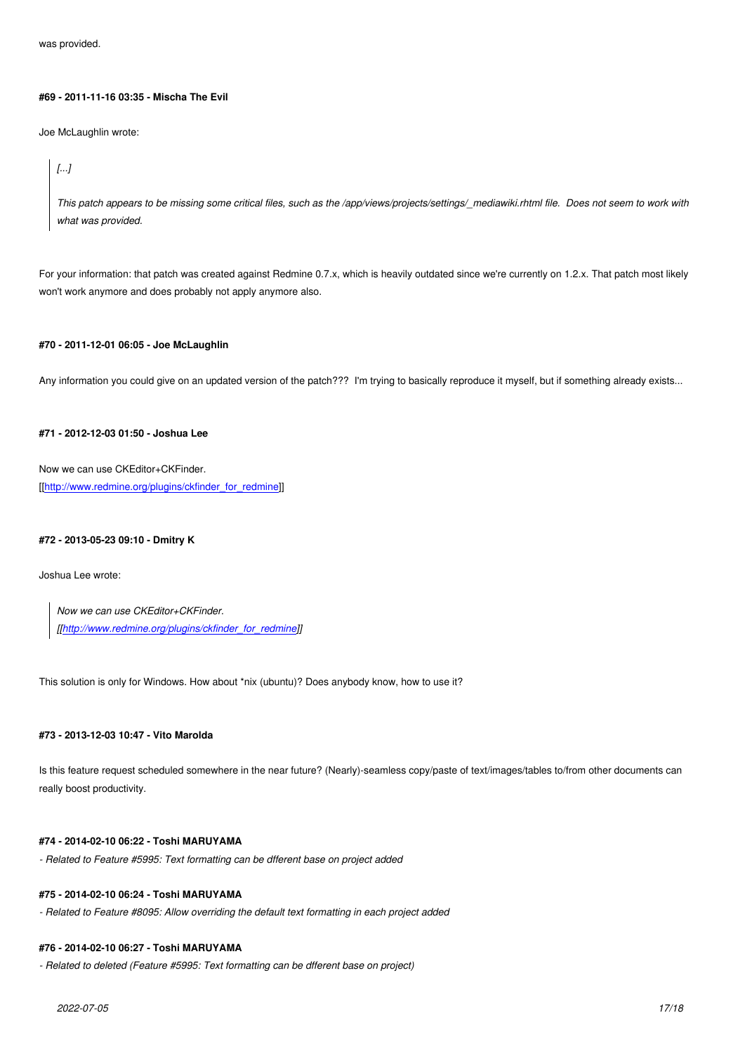was provided.

#### #69 - 2011-11-16 03:35 - Mischa The Evil

Joe McLaughlin wrote:

> *[...]*
>
> *This patch appears to be missing some critical files, such as the /app/views/projects/settings/_mediawiki.rhtml file.  Does not seem to work with what was provided.*

For your information: that patch was created against Redmine 0.7.x, which is heavily outdated since we're currently on 1.2.x. That patch most likely won't work anymore and does probably not apply anymore also.

#### #70 - 2011-12-01 06:05 - Joe McLaughlin

Any information you could give on an updated version of the patch???  I'm trying to basically reproduce it myself, but if something already exists...

#### #71 - 2012-12-03 01:50 - Joshua Lee

Now we can use CKEditor+CKFinder.
[[http://www.redmine.org/plugins/ckfinder_for_redmine]]

#### #72 - 2013-05-23 09:10 - Dmitry K

Joshua Lee wrote:

> *Now we can use CKEditor+CKFinder.*
> *[[http://www.redmine.org/plugins/ckfinder_for_redmine]]*

This solution is only for Windows. How about *nix (ubuntu)? Does anybody know, how to use it?

#### #73 - 2013-12-03 10:47 - Vito Marolda

Is this feature request scheduled somewhere in the near future? (Nearly)-seamless copy/paste of text/images/tables to/from other documents can really boost productivity.

#### #74 - 2014-02-10 06:22 - Toshi MARUYAMA

*- Related to Feature #5995: Text formatting can be dfferent base on project added*

#### #75 - 2014-02-10 06:24 - Toshi MARUYAMA

*- Related to Feature #8095: Allow overriding the default text formatting in each project added*

#### #76 - 2014-02-10 06:27 - Toshi MARUYAMA

*- Related to deleted (Feature #5995: Text formatting can be dfferent base on project)*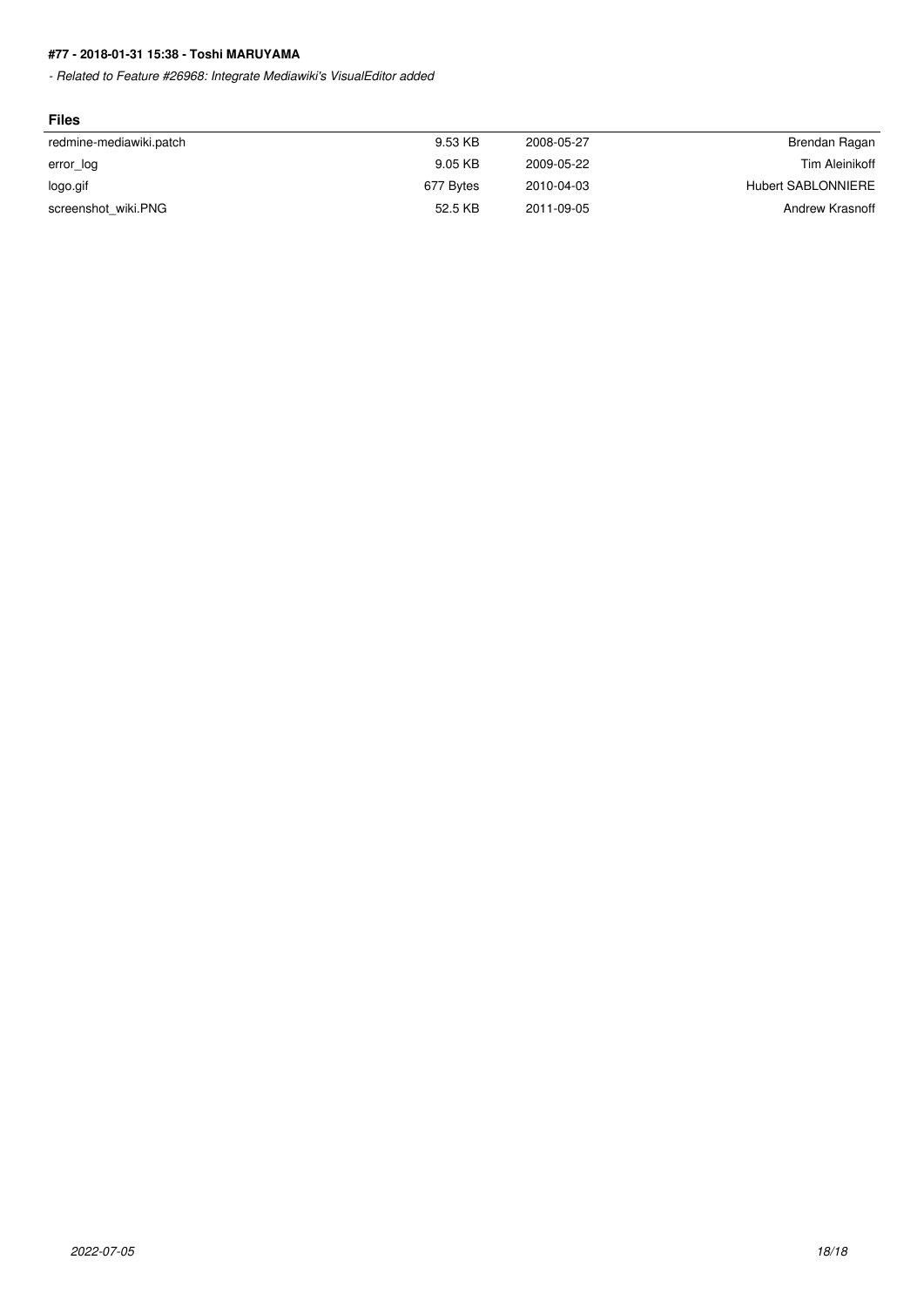#### #77 - 2018-01-31 15:38 - Toshi MARUYAMA

*- Related to Feature #26968: Integrate Mediawiki's VisualEditor added*

### Files

| | | | |
|---|---|---|---|
| redmine-mediawiki.patch | 9.53 KB | 2008-05-27 | Brendan Ragan |
| error_log | 9.05 KB | 2009-05-22 | Tim Aleinikoff |
| logo.gif | 677 Bytes | 2010-04-03 | Hubert SABLONNIERE |
| screenshot_wiki.PNG | 52.5 KB | 2011-09-05 | Andrew Krasnoff |